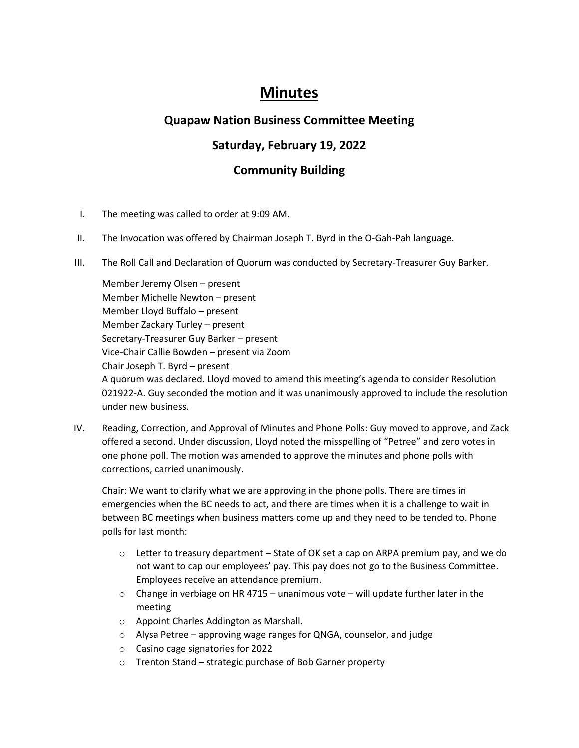# Minutes

## Quapaw Nation Business Committee Meeting

## Saturday, February 19, 2022

## Community Building

I. The meeting was called to order at 9:09 AM.

II. The Invocation was offered by Chairman Joseph T. Byrd in the O-Gah-Pah language.

III. The Roll Call and Declaration of Quorum was conducted by Secretary-Treasurer Guy Barker.

   Member Jeremy Olsen – present
   Member Michelle Newton – present
   Member Lloyd Buffalo – present
   Member Zackary Turley – present
   Secretary-Treasurer Guy Barker – present
   Vice-Chair Callie Bowden – present via Zoom
   Chair Joseph T. Byrd – present
   A quorum was declared. Lloyd moved to amend this meeting's agenda to consider Resolution 021922-A. Guy seconded the motion and it was unanimously approved to include the resolution under new business.

IV. Reading, Correction, and Approval of Minutes and Phone Polls: Guy moved to approve, and Zack offered a second. Under discussion, Lloyd noted the misspelling of "Petree" and zero votes in one phone poll. The motion was amended to approve the minutes and phone polls with corrections, carried unanimously.

   Chair: We want to clarify what we are approving in the phone polls. There are times in emergencies when the BC needs to act, and there are times when it is a challenge to wait in between BC meetings when business matters come up and they need to be tended to. Phone polls for last month:

   - Letter to treasury department – State of OK set a cap on ARPA premium pay, and we do not want to cap our employees' pay. This pay does not go to the Business Committee. Employees receive an attendance premium.
   - Change in verbiage on HR 4715 – unanimous vote – will update further later in the meeting
   - Appoint Charles Addington as Marshall.
   - Alysa Petree – approving wage ranges for QNGA, counselor, and judge
   - Casino cage signatories for 2022
   - Trenton Stand – strategic purchase of Bob Garner property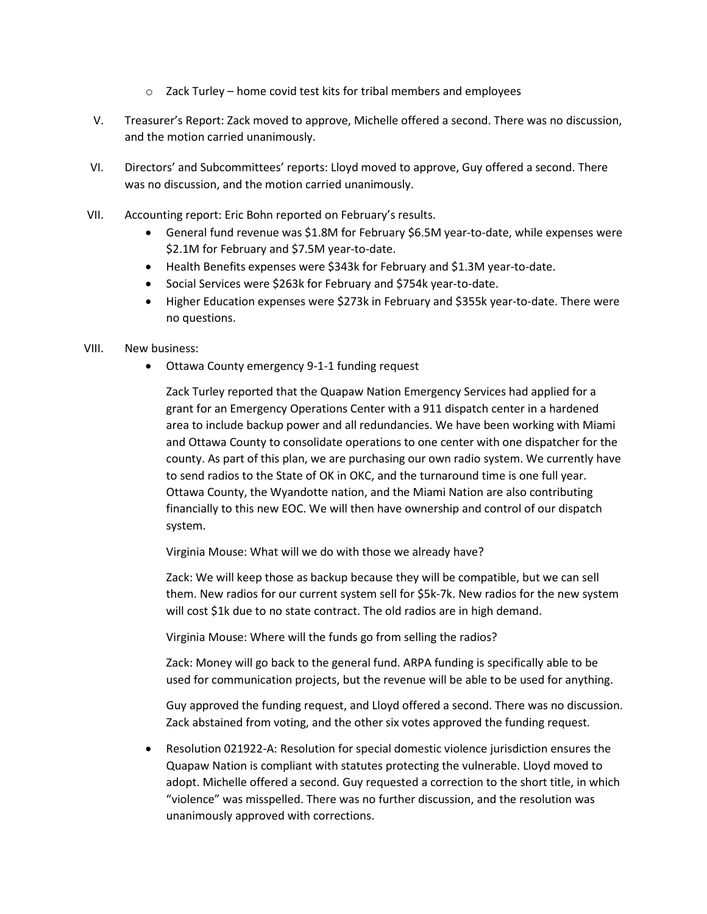- Zack Turley – home covid test kits for tribal members and employees

V. Treasurer's Report: Zack moved to approve, Michelle offered a second. There was no discussion, and the motion carried unanimously.

VI. Directors' and Subcommittees' reports: Lloyd moved to approve, Guy offered a second. There was no discussion, and the motion carried unanimously.

VII. Accounting report: Eric Bohn reported on February's results.
   - General fund revenue was $1.8M for February $6.5M year-to-date, while expenses were $2.1M for February and $7.5M year-to-date.
   - Health Benefits expenses were $343k for February and $1.3M year-to-date.
   - Social Services were $263k for February and $754k year-to-date.
   - Higher Education expenses were $273k in February and $355k year-to-date. There were no questions.

VIII. New business:
   - Ottawa County emergency 9-1-1 funding request

     Zack Turley reported that the Quapaw Nation Emergency Services had applied for a grant for an Emergency Operations Center with a 911 dispatch center in a hardened area to include backup power and all redundancies. We have been working with Miami and Ottawa County to consolidate operations to one center with one dispatcher for the county. As part of this plan, we are purchasing our own radio system. We currently have to send radios to the State of OK in OKC, and the turnaround time is one full year. Ottawa County, the Wyandotte nation, and the Miami Nation are also contributing financially to this new EOC. We will then have ownership and control of our dispatch system.

     Virginia Mouse: What will we do with those we already have?

     Zack: We will keep those as backup because they will be compatible, but we can sell them. New radios for our current system sell for $5k-7k. New radios for the new system will cost $1k due to no state contract. The old radios are in high demand.

     Virginia Mouse: Where will the funds go from selling the radios?

     Zack: Money will go back to the general fund. ARPA funding is specifically able to be used for communication projects, but the revenue will be able to be used for anything.

     Guy approved the funding request, and Lloyd offered a second. There was no discussion. Zack abstained from voting, and the other six votes approved the funding request.

   - Resolution 021922-A: Resolution for special domestic violence jurisdiction ensures the Quapaw Nation is compliant with statutes protecting the vulnerable. Lloyd moved to adopt. Michelle offered a second. Guy requested a correction to the short title, in which "violence" was misspelled. There was no further discussion, and the resolution was unanimously approved with corrections.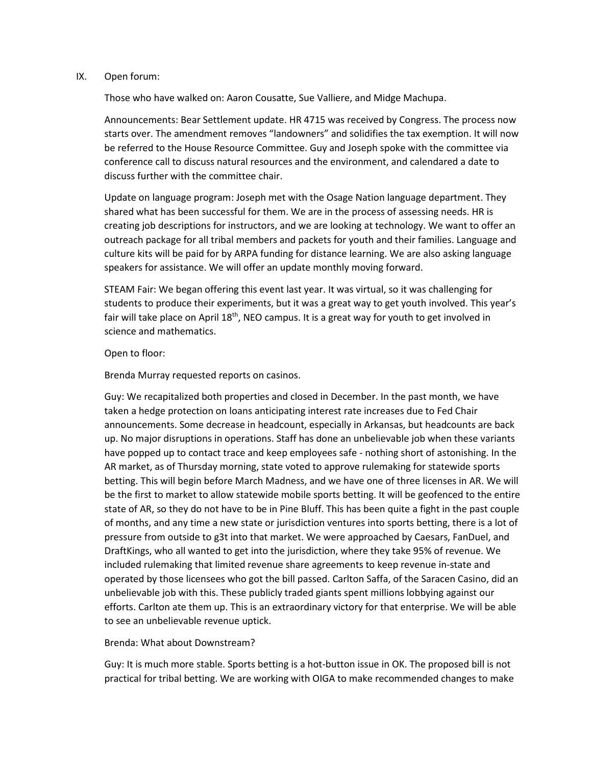IX. Open forum:

Those who have walked on: Aaron Cousatte, Sue Valliere, and Midge Machupa.

Announcements: Bear Settlement update. HR 4715 was received by Congress. The process now starts over. The amendment removes "landowners" and solidifies the tax exemption. It will now be referred to the House Resource Committee. Guy and Joseph spoke with the committee via conference call to discuss natural resources and the environment, and calendared a date to discuss further with the committee chair.

Update on language program: Joseph met with the Osage Nation language department. They shared what has been successful for them. We are in the process of assessing needs. HR is creating job descriptions for instructors, and we are looking at technology. We want to offer an outreach package for all tribal members and packets for youth and their families. Language and culture kits will be paid for by ARPA funding for distance learning. We are also asking language speakers for assistance. We will offer an update monthly moving forward.

STEAM Fair: We began offering this event last year. It was virtual, so it was challenging for students to produce their experiments, but it was a great way to get youth involved. This year's fair will take place on April 18th, NEO campus. It is a great way for youth to get involved in science and mathematics.

Open to floor:

Brenda Murray requested reports on casinos.

Guy: We recapitalized both properties and closed in December. In the past month, we have taken a hedge protection on loans anticipating interest rate increases due to Fed Chair announcements. Some decrease in headcount, especially in Arkansas, but headcounts are back up. No major disruptions in operations. Staff has done an unbelievable job when these variants have popped up to contact trace and keep employees safe - nothing short of astonishing. In the AR market, as of Thursday morning, state voted to approve rulemaking for statewide sports betting. This will begin before March Madness, and we have one of three licenses in AR. We will be the first to market to allow statewide mobile sports betting. It will be geofenced to the entire state of AR, so they do not have to be in Pine Bluff. This has been quite a fight in the past couple of months, and any time a new state or jurisdiction ventures into sports betting, there is a lot of pressure from outside to g3t into that market. We were approached by Caesars, FanDuel, and DraftKings, who all wanted to get into the jurisdiction, where they take 95% of revenue. We included rulemaking that limited revenue share agreements to keep revenue in-state and operated by those licensees who got the bill passed. Carlton Saffa, of the Saracen Casino, did an unbelievable job with this. These publicly traded giants spent millions lobbying against our efforts. Carlton ate them up. This is an extraordinary victory for that enterprise. We will be able to see an unbelievable revenue uptick.

Brenda: What about Downstream?

Guy: It is much more stable. Sports betting is a hot-button issue in OK. The proposed bill is not practical for tribal betting. We are working with OIGA to make recommended changes to make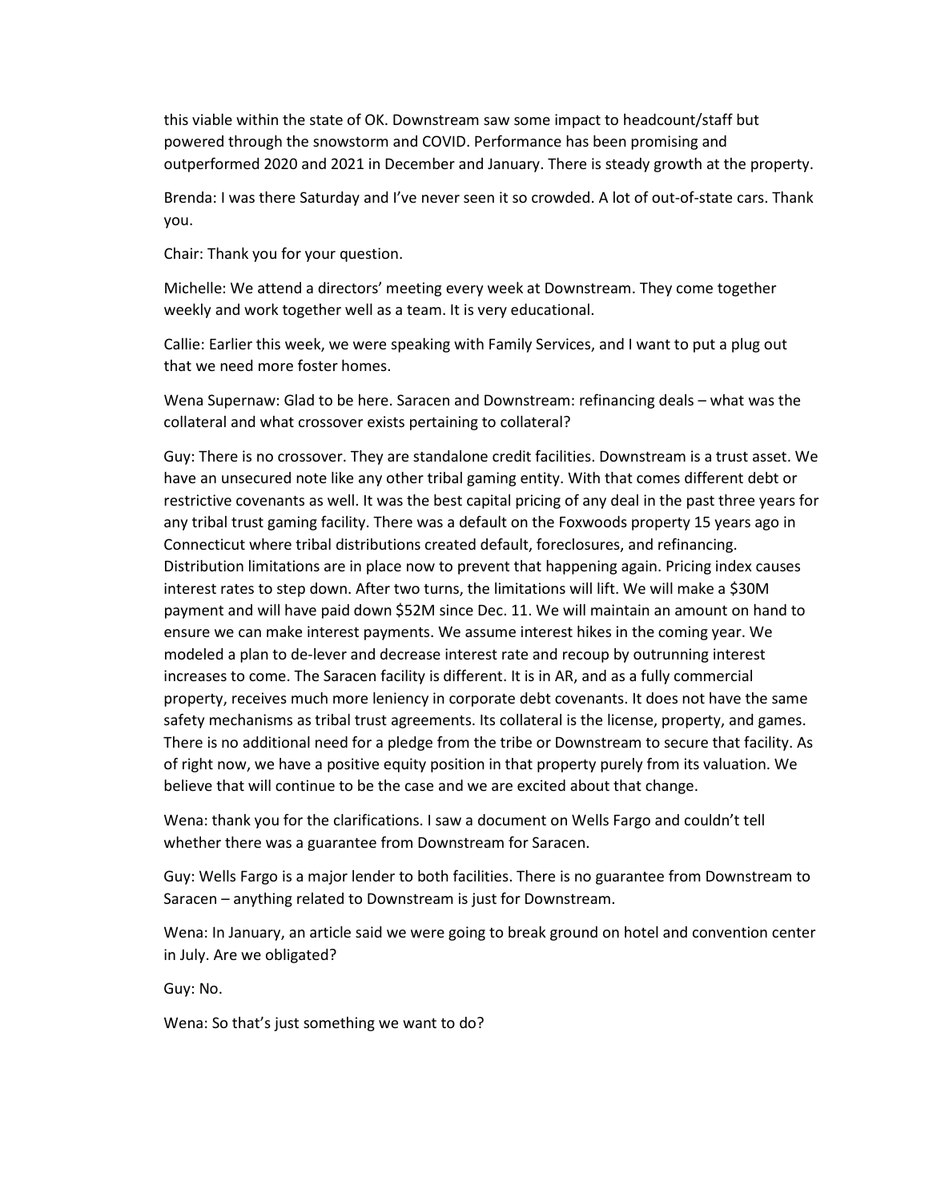this viable within the state of OK. Downstream saw some impact to headcount/staff but powered through the snowstorm and COVID. Performance has been promising and outperformed 2020 and 2021 in December and January. There is steady growth at the property.

Brenda: I was there Saturday and I've never seen it so crowded. A lot of out-of-state cars. Thank you.

Chair: Thank you for your question.

Michelle: We attend a directors' meeting every week at Downstream. They come together weekly and work together well as a team. It is very educational.

Callie: Earlier this week, we were speaking with Family Services, and I want to put a plug out that we need more foster homes.

Wena Supernaw: Glad to be here. Saracen and Downstream: refinancing deals – what was the collateral and what crossover exists pertaining to collateral?

Guy: There is no crossover. They are standalone credit facilities. Downstream is a trust asset. We have an unsecured note like any other tribal gaming entity. With that comes different debt or restrictive covenants as well. It was the best capital pricing of any deal in the past three years for any tribal trust gaming facility. There was a default on the Foxwoods property 15 years ago in Connecticut where tribal distributions created default, foreclosures, and refinancing. Distribution limitations are in place now to prevent that happening again. Pricing index causes interest rates to step down. After two turns, the limitations will lift. We will make a $30M payment and will have paid down $52M since Dec. 11. We will maintain an amount on hand to ensure we can make interest payments. We assume interest hikes in the coming year. We modeled a plan to de-lever and decrease interest rate and recoup by outrunning interest increases to come. The Saracen facility is different. It is in AR, and as a fully commercial property, receives much more leniency in corporate debt covenants. It does not have the same safety mechanisms as tribal trust agreements. Its collateral is the license, property, and games. There is no additional need for a pledge from the tribe or Downstream to secure that facility. As of right now, we have a positive equity position in that property purely from its valuation. We believe that will continue to be the case and we are excited about that change.

Wena: thank you for the clarifications. I saw a document on Wells Fargo and couldn't tell whether there was a guarantee from Downstream for Saracen.

Guy: Wells Fargo is a major lender to both facilities. There is no guarantee from Downstream to Saracen – anything related to Downstream is just for Downstream.

Wena: In January, an article said we were going to break ground on hotel and convention center in July. Are we obligated?

Guy: No.

Wena: So that's just something we want to do?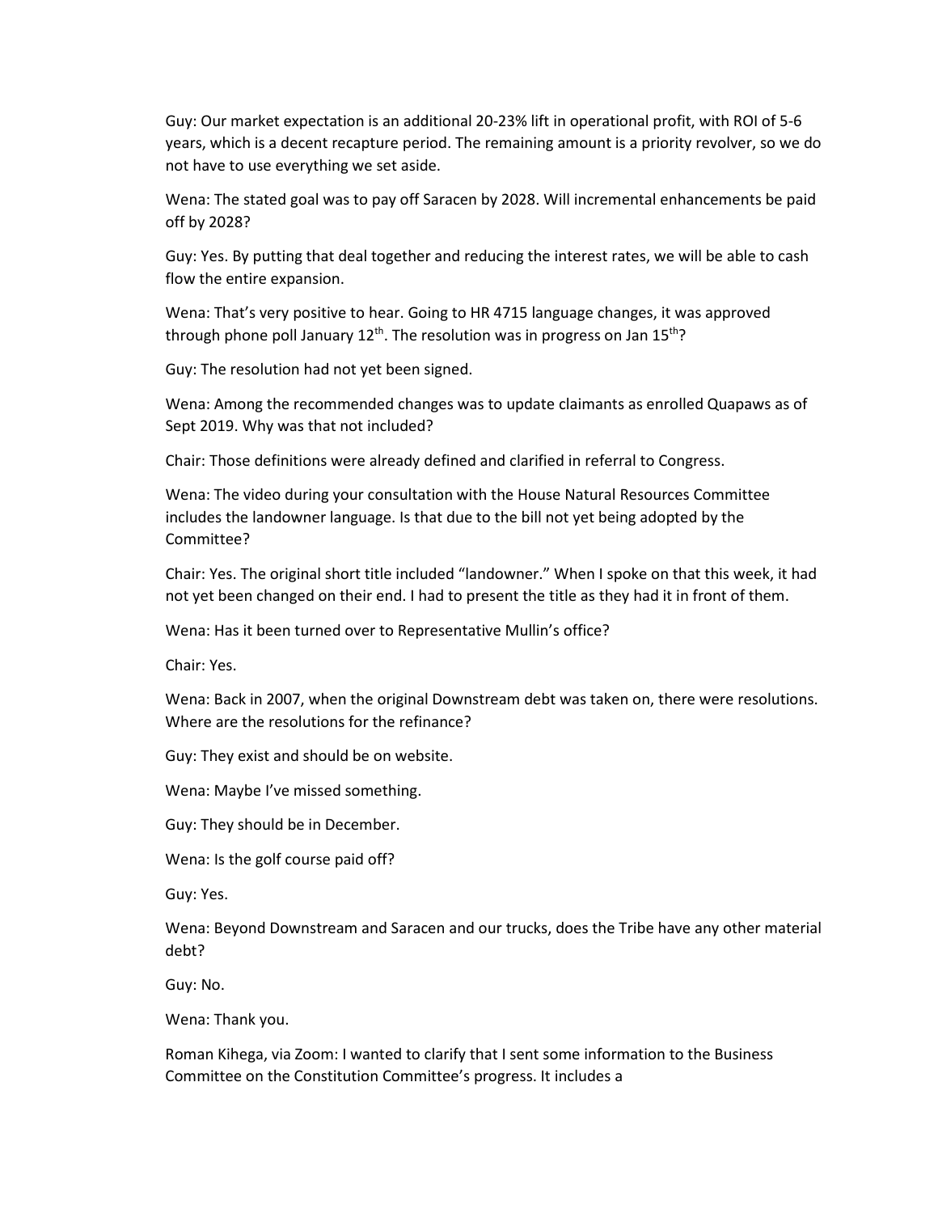Guy: Our market expectation is an additional 20-23% lift in operational profit, with ROI of 5-6 years, which is a decent recapture period. The remaining amount is a priority revolver, so we do not have to use everything we set aside.

Wena: The stated goal was to pay off Saracen by 2028. Will incremental enhancements be paid off by 2028?

Guy: Yes. By putting that deal together and reducing the interest rates, we will be able to cash flow the entire expansion.

Wena: That's very positive to hear. Going to HR 4715 language changes, it was approved through phone poll January 12th. The resolution was in progress on Jan 15th?

Guy: The resolution had not yet been signed.

Wena: Among the recommended changes was to update claimants as enrolled Quapaws as of Sept 2019. Why was that not included?

Chair: Those definitions were already defined and clarified in referral to Congress.

Wena: The video during your consultation with the House Natural Resources Committee includes the landowner language. Is that due to the bill not yet being adopted by the Committee?

Chair: Yes. The original short title included "landowner." When I spoke on that this week, it had not yet been changed on their end. I had to present the title as they had it in front of them.

Wena: Has it been turned over to Representative Mullin's office?

Chair: Yes.

Wena: Back in 2007, when the original Downstream debt was taken on, there were resolutions. Where are the resolutions for the refinance?

Guy: They exist and should be on website.

Wena: Maybe I've missed something.

Guy: They should be in December.

Wena: Is the golf course paid off?

Guy: Yes.

Wena: Beyond Downstream and Saracen and our trucks, does the Tribe have any other material debt?

Guy: No.

Wena: Thank you.

Roman Kihega, via Zoom: I wanted to clarify that I sent some information to the Business Committee on the Constitution Committee's progress. It includes a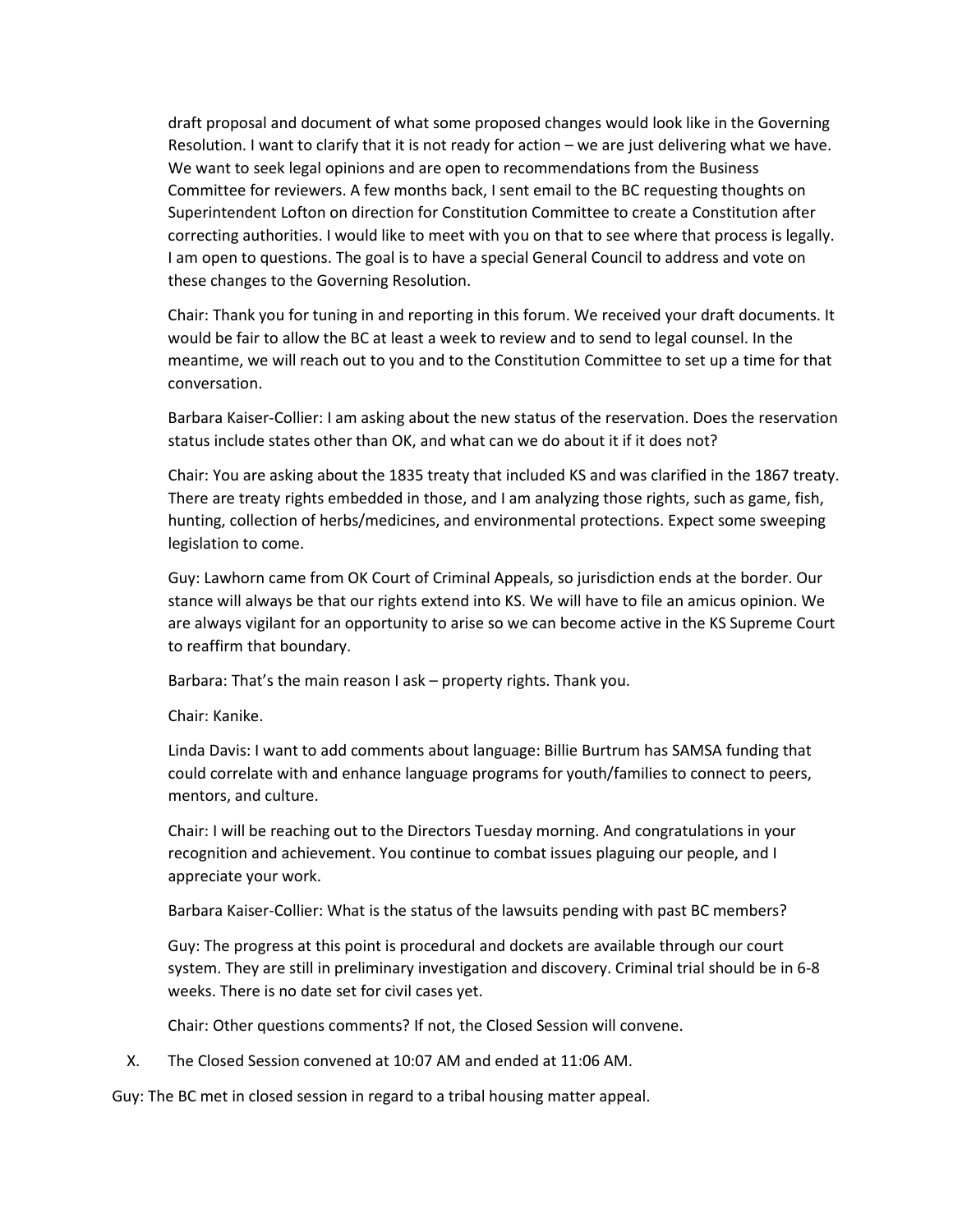draft proposal and document of what some proposed changes would look like in the Governing Resolution. I want to clarify that it is not ready for action – we are just delivering what we have. We want to seek legal opinions and are open to recommendations from the Business Committee for reviewers. A few months back, I sent email to the BC requesting thoughts on Superintendent Lofton on direction for Constitution Committee to create a Constitution after correcting authorities. I would like to meet with you on that to see where that process is legally. I am open to questions. The goal is to have a special General Council to address and vote on these changes to the Governing Resolution.

Chair: Thank you for tuning in and reporting in this forum. We received your draft documents. It would be fair to allow the BC at least a week to review and to send to legal counsel. In the meantime, we will reach out to you and to the Constitution Committee to set up a time for that conversation.

Barbara Kaiser-Collier: I am asking about the new status of the reservation. Does the reservation status include states other than OK, and what can we do about it if it does not?

Chair: You are asking about the 1835 treaty that included KS and was clarified in the 1867 treaty. There are treaty rights embedded in those, and I am analyzing those rights, such as game, fish, hunting, collection of herbs/medicines, and environmental protections. Expect some sweeping legislation to come.

Guy: Lawhorn came from OK Court of Criminal Appeals, so jurisdiction ends at the border. Our stance will always be that our rights extend into KS. We will have to file an amicus opinion. We are always vigilant for an opportunity to arise so we can become active in the KS Supreme Court to reaffirm that boundary.

Barbara: That's the main reason I ask – property rights. Thank you.

Chair: Kanike.

Linda Davis: I want to add comments about language: Billie Burtrum has SAMSA funding that could correlate with and enhance language programs for youth/families to connect to peers, mentors, and culture.

Chair: I will be reaching out to the Directors Tuesday morning. And congratulations in your recognition and achievement. You continue to combat issues plaguing our people, and I appreciate your work.

Barbara Kaiser-Collier: What is the status of the lawsuits pending with past BC members?

Guy: The progress at this point is procedural and dockets are available through our court system. They are still in preliminary investigation and discovery. Criminal trial should be in 6-8 weeks. There is no date set for civil cases yet.

Chair: Other questions comments? If not, the Closed Session will convene.

X. The Closed Session convened at 10:07 AM and ended at 11:06 AM.

Guy: The BC met in closed session in regard to a tribal housing matter appeal.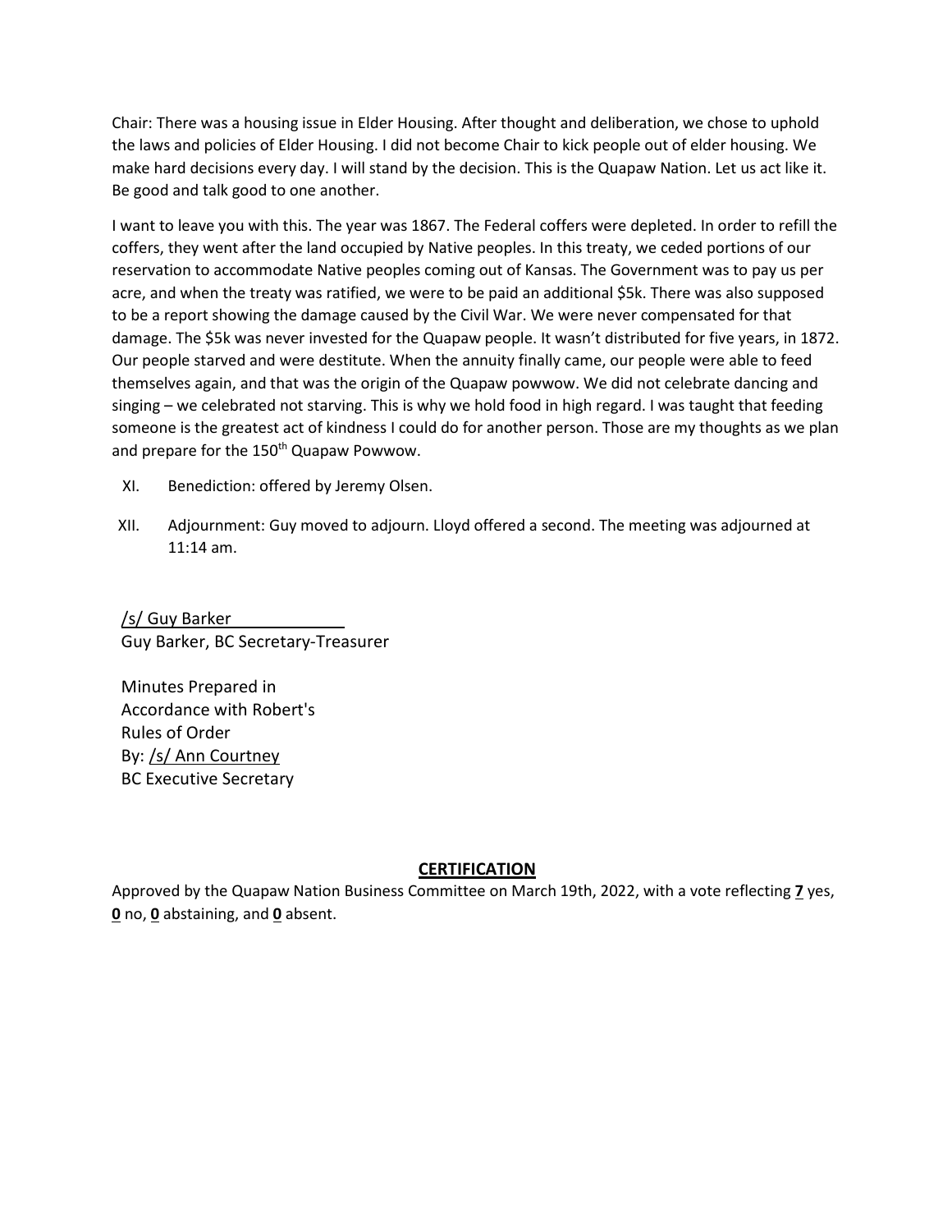Chair: There was a housing issue in Elder Housing. After thought and deliberation, we chose to uphold the laws and policies of Elder Housing. I did not become Chair to kick people out of elder housing. We make hard decisions every day. I will stand by the decision. This is the Quapaw Nation. Let us act like it. Be good and talk good to one another.

I want to leave you with this. The year was 1867. The Federal coffers were depleted. In order to refill the coffers, they went after the land occupied by Native peoples. In this treaty, we ceded portions of our reservation to accommodate Native peoples coming out of Kansas. The Government was to pay us per acre, and when the treaty was ratified, we were to be paid an additional $5k. There was also supposed to be a report showing the damage caused by the Civil War. We were never compensated for that damage. The $5k was never invested for the Quapaw people. It wasn't distributed for five years, in 1872. Our people starved and were destitute. When the annuity finally came, our people were able to feed themselves again, and that was the origin of the Quapaw powwow. We did not celebrate dancing and singing – we celebrated not starving. This is why we hold food in high regard. I was taught that feeding someone is the greatest act of kindness I could do for another person. Those are my thoughts as we plan and prepare for the 150th Quapaw Powwow.

XI. Benediction: offered by Jeremy Olsen.

XII. Adjournment: Guy moved to adjourn. Lloyd offered a second. The meeting was adjourned at 11:14 am.

/s/ Guy Barker
Guy Barker, BC Secretary-Treasurer

Minutes Prepared in Accordance with Robert's Rules of Order
By: /s/ Ann Courtney
BC Executive Secretary

## CERTIFICATION

Approved by the Quapaw Nation Business Committee on March 19th, 2022, with a vote reflecting **7** yes, **0** no, **0** abstaining, and **0** absent.